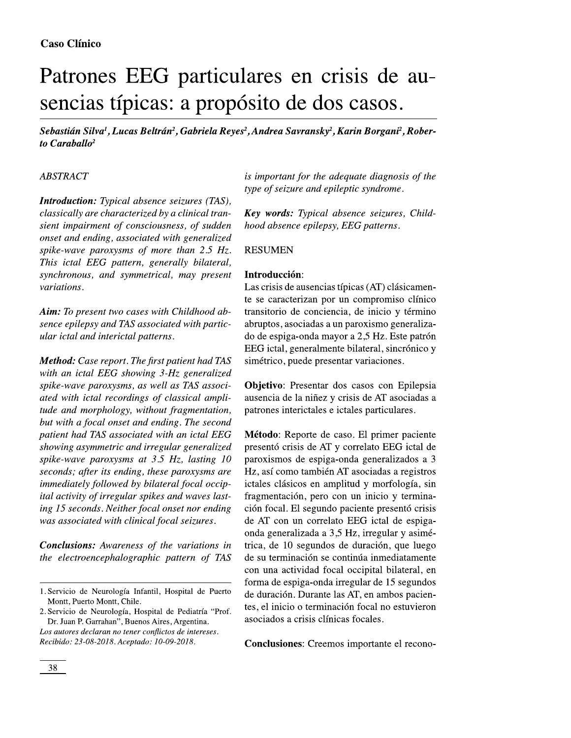**Caso Clínico**

# Patrones EEG particulares en crisis de ausencias típicas: a propósito de dos casos.

***Sebastián Silva[1], Lucas Beltrán[2], Gabriela Reyes[2], Andrea Savransky[2], Karin Borgani[2], Roberto Caraballo[2]***

*ABSTRACT*

***Introduction:*** *Typical absence seizures (TAS), classically are characterized by a clinical transient impairment of consciousness, of sudden onset and ending, associated with generalized spike-wave paroxysms of more than 2.5 Hz. This ictal EEG pattern, generally bilateral, synchronous, and symmetrical, may present variations.*

***Aim:*** *To present two cases with Childhood absence epilepsy and TAS associated with particular ictal and interictal patterns.*

***Method:*** *Case report. The first patient had TAS with an ictal EEG showing 3-Hz generalized spike-wave paroxysms, as well as TAS associated with ictal recordings of classical amplitude and morphology, without fragmentation, but with a focal onset and ending. The second patient had TAS associated with an ictal EEG showing asymmetric and irregular generalized spike-wave paroxysms at 3.5 Hz, lasting 10 seconds; after its ending, these paroxysms are immediately followed by bilateral focal occipital activity of irregular spikes and waves lasting 15 seconds. Neither focal onset nor ending was associated with clinical focal seizures.*

***Conclusions:*** *Awareness of the variations in the electroencephalographic pattern of TAS is important for the adequate diagnosis of the type of seizure and epileptic syndrome.*

***Key words:*** *Typical absence seizures, Childhood absence epilepsy, EEG patterns.*

RESUMEN

**Introducción**:
Las crisis de ausencias típicas (AT) clásicamente se caracterizan por un compromiso clínico transitorio de conciencia, de inicio y término abruptos, asociadas a un paroxismo generalizado de espiga-onda mayor a 2,5 Hz. Este patrón EEG ictal, generalmente bilateral, sincrónico y simétrico, puede presentar variaciones.

**Objetivo**: Presentar dos casos con Epilepsia ausencia de la niñez y crisis de AT asociadas a patrones interictales e ictales particulares.

**Método**: Reporte de caso. El primer paciente presentó crisis de AT y correlato EEG ictal de paroxismos de espiga-onda generalizados a 3 Hz, así como también AT asociadas a registros ictales clásicos en amplitud y morfología, sin fragmentación, pero con un inicio y terminación focal. El segundo paciente presentó crisis de AT con un correlato EEG ictal de espiga-onda generalizada a 3,5 Hz, irregular y asimétrica, de 10 segundos de duración, que luego de su terminación se continúa inmediatamente con una actividad focal occipital bilateral, en forma de espiga-onda irregular de 15 segundos de duración. Durante las AT, en ambos pacientes, el inicio o terminación focal no estuvieron asociados a crisis clínicas focales.

**Conclusiones**: Creemos importante el recono-

---

1. Servicio de Neurología Infantil, Hospital de Puerto Montt, Puerto Montt, Chile.
2. Servicio de Neurología, Hospital de Pediatría "Prof. Dr. Juan P. Garrahan", Buenos Aires, Argentina.

*Los autores declaran no tener conflictos de intereses.*
*Recibido: 23-08-2018. Aceptado: 10-09-2018.*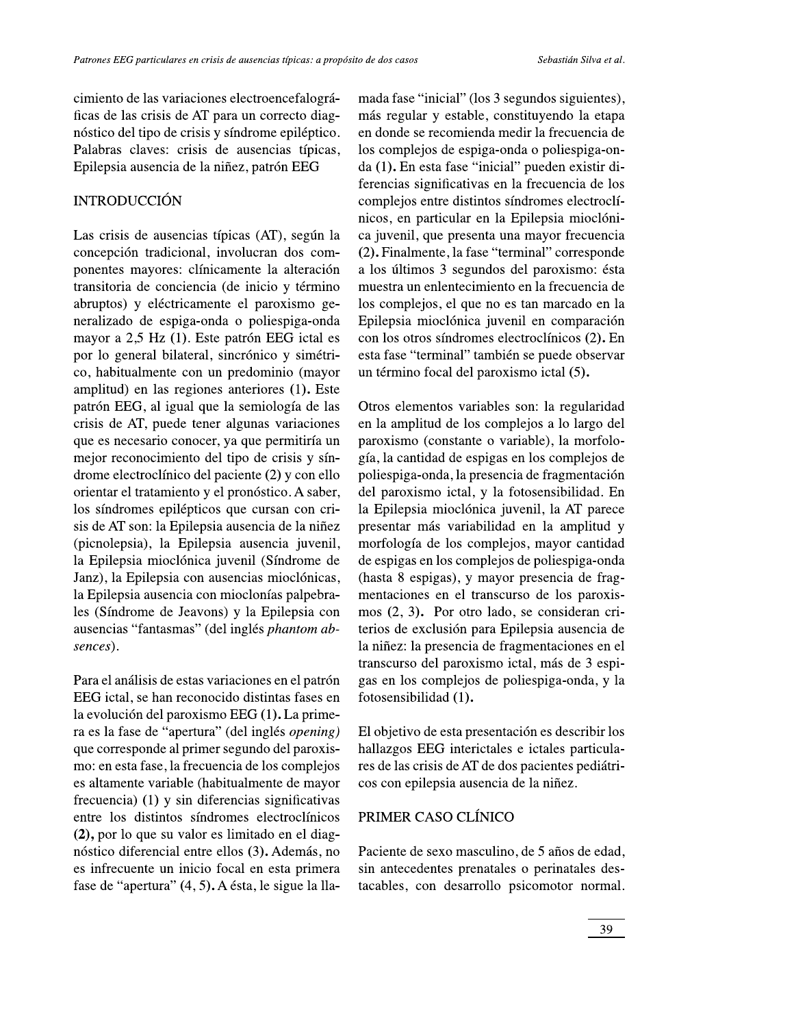cimiento de las variaciones electroencefalográficas de las crisis de AT para un correcto diagnóstico del tipo de crisis y síndrome epiléptico.
Palabras claves: crisis de ausencias típicas, Epilepsia ausencia de la niñez, patrón EEG

## INTRODUCCIÓN

Las crisis de ausencias típicas (AT), según la concepción tradicional, involucran dos componentes mayores: clínicamente la alteración transitoria de conciencia (de inicio y término abruptos) y eléctricamente el paroxismo generalizado de espiga-onda o poliespiga-onda mayor a 2,5 Hz **(1)**. Este patrón EEG ictal es por lo general bilateral, sincrónico y simétrico, habitualmente con un predominio (mayor amplitud) en las regiones anteriores **(1)**. Este patrón EEG, al igual que la semiología de las crisis de AT, puede tener algunas variaciones que es necesario conocer, ya que permitiría un mejor reconocimiento del tipo de crisis y síndrome electroclínico del paciente **(2)** y con ello orientar el tratamiento y el pronóstico. A saber, los síndromes epilépticos que cursan con crisis de AT son: la Epilepsia ausencia de la niñez (picnolepsia), la Epilepsia ausencia juvenil, la Epilepsia mioclónica juvenil (Síndrome de Janz), la Epilepsia con ausencias mioclónicas, la Epilepsia ausencia con mioclonías palpebrales (Síndrome de Jeavons) y la Epilepsia con ausencias "fantasmas" (del inglés *phantom absences*).

Para el análisis de estas variaciones en el patrón EEG ictal, se han reconocido distintas fases en la evolución del paroxismo EEG **(1)**. La primera es la fase de "apertura" (del inglés *opening)* que corresponde al primer segundo del paroxismo: en esta fase, la frecuencia de los complejos es altamente variable (habitualmente de mayor frecuencia) (1) y sin diferencias significativas entre los distintos síndromes electroclínicos **(2)**, por lo que su valor es limitado en el diagnóstico diferencial entre ellos **(3)**. Además, no es infrecuente un inicio focal en esta primera fase de "apertura" **(4, 5)**. A ésta, le sigue la llamada fase "inicial" (los 3 segundos siguientes), más regular y estable, constituyendo la etapa en donde se recomienda medir la frecuencia de los complejos de espiga-onda o poliespiga-onda **(1)**. En esta fase "inicial" pueden existir diferencias significativas en la frecuencia de los complejos entre distintos síndromes electroclínicos, en particular en la Epilepsia mioclónica juvenil, que presenta una mayor frecuencia **(2)**. Finalmente, la fase "terminal" corresponde a los últimos 3 segundos del paroxismo: ésta muestra un enlentecimiento en la frecuencia de los complejos, el que no es tan marcado en la Epilepsia mioclónica juvenil en comparación con los otros síndromes electroclínicos **(2)**. En esta fase "terminal" también se puede observar un término focal del paroxismo ictal **(5)**.

Otros elementos variables son: la regularidad en la amplitud de los complejos a lo largo del paroxismo (constante o variable), la morfología, la cantidad de espigas en los complejos de poliespiga-onda, la presencia de fragmentación del paroxismo ictal, y la fotosensibilidad. En la Epilepsia mioclónica juvenil, la AT parece presentar más variabilidad en la amplitud y morfología de los complejos, mayor cantidad de espigas en los complejos de poliespiga-onda (hasta 8 espigas), y mayor presencia de fragmentaciones en el transcurso de los paroxismos **(2, 3)**. Por otro lado, se consideran criterios de exclusión para Epilepsia ausencia de la niñez: la presencia de fragmentaciones en el transcurso del paroxismo ictal, más de 3 espigas en los complejos de poliespiga-onda, y la fotosensibilidad **(1)**.

El objetivo de esta presentación es describir los hallazgos EEG interictales e ictales particulares de las crisis de AT de dos pacientes pediátricos con epilepsia ausencia de la niñez.

## PRIMER CASO CLÍNICO

Paciente de sexo masculino, de 5 años de edad, sin antecedentes prenatales o perinatales destacables, con desarrollo psicomotor normal.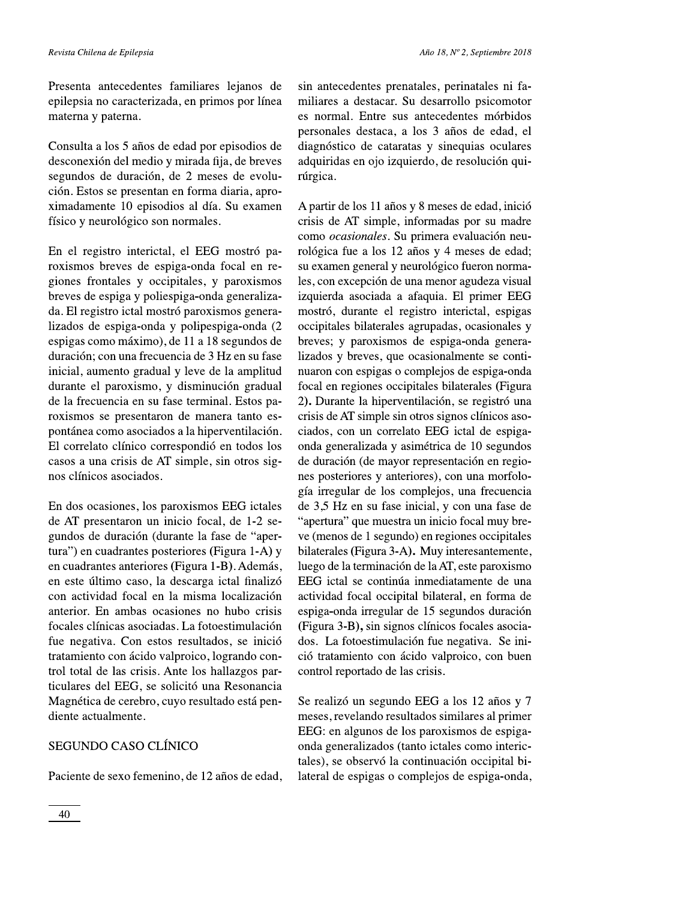Presenta antecedentes familiares lejanos de epilepsia no caracterizada, en primos por línea materna y paterna.

Consulta a los 5 años de edad por episodios de desconexión del medio y mirada fija, de breves segundos de duración, de 2 meses de evolución. Estos se presentan en forma diaria, aproximadamente 10 episodios al día. Su examen físico y neurológico son normales.

En el registro interictal, el EEG mostró paroxismos breves de espiga-onda focal en regiones frontales y occipitales, y paroxismos breves de espiga y poliespiga-onda generalizada. El registro ictal mostró paroxismos generalizados de espiga-onda y polipespiga-onda (2 espigas como máximo), de 11 a 18 segundos de duración; con una frecuencia de 3 Hz en su fase inicial, aumento gradual y leve de la amplitud durante el paroxismo, y disminución gradual de la frecuencia en su fase terminal. Estos paroxismos se presentaron de manera tanto espontánea como asociados a la hiperventilación. El correlato clínico correspondió en todos los casos a una crisis de AT simple, sin otros signos clínicos asociados.

En dos ocasiones, los paroxismos EEG ictales de AT presentaron un inicio focal, de 1-2 segundos de duración (durante la fase de "apertura") en cuadrantes posteriores (**Figura 1-A**) y en cuadrantes anteriores (**Figura 1-B**). Además, en este último caso, la descarga ictal finalizó con actividad focal en la misma localización anterior. En ambas ocasiones no hubo crisis focales clínicas asociadas. La fotoestimulación fue negativa. Con estos resultados, se inició tratamiento con ácido valproico, logrando control total de las crisis. Ante los hallazgos particulares del EEG, se solicitó una Resonancia Magnética de cerebro, cuyo resultado está pendiente actualmente.

## SEGUNDO CASO CLÍNICO

Paciente de sexo femenino, de 12 años de edad, sin antecedentes prenatales, perinatales ni familiares a destacar. Su desarrollo psicomotor es normal. Entre sus antecedentes mórbidos personales destaca, a los 3 años de edad, el diagnóstico de cataratas y sinequias oculares adquiridas en ojo izquierdo, de resolución quirúrgica.

A partir de los 11 años y 8 meses de edad, inició crisis de AT simple, informadas por su madre como *ocasionales*. Su primera evaluación neurológica fue a los 12 años y 4 meses de edad; su examen general y neurológico fueron normales, con excepción de una menor agudeza visual izquierda asociada a afaquia. El primer EEG mostró, durante el registro interictal, espigas occipitales bilaterales agrupadas, ocasionales y breves; y paroxismos de espiga-onda generalizados y breves, que ocasionalmente se continuaron con espigas o complejos de espiga-onda focal en regiones occipitales bilaterales (**Figura 2**). Durante la hiperventilación, se registró una crisis de AT simple sin otros signos clínicos asociados, con un correlato EEG ictal de espiga-onda generalizada y asimétrica de 10 segundos de duración (de mayor representación en regiones posteriores y anteriores), con una morfología irregular de los complejos, una frecuencia de 3,5 Hz en su fase inicial, y con una fase de "apertura" que muestra un inicio focal muy breve (menos de 1 segundo) en regiones occipitales bilaterales (**Figura 3-A**). Muy interesantemente, luego de la terminación de la AT, este paroxismo EEG ictal se continúa inmediatamente de una actividad focal occipital bilateral, en forma de espiga-onda irregular de 15 segundos duración (**Figura 3-B**), sin signos clínicos focales asociados. La fotoestimulación fue negativa. Se inició tratamiento con ácido valproico, con buen control reportado de las crisis.

Se realizó un segundo EEG a los 12 años y 7 meses, revelando resultados similares al primer EEG: en algunos de los paroxismos de espiga-onda generalizados (tanto ictales como interictales), se observó la continuación occipital bilateral de espigas o complejos de espiga-onda,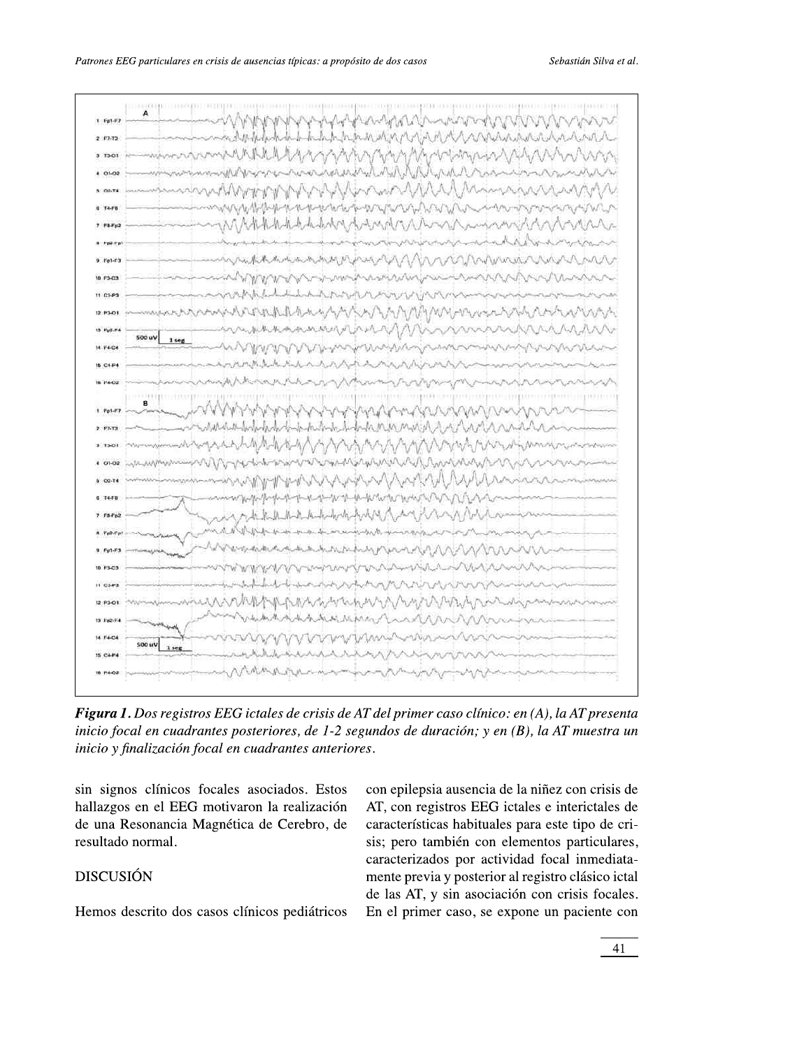**Figura 1.** *Dos registros EEG ictales de crisis de AT del primer caso clínico: en (A), la AT presenta inicio focal en cuadrantes posteriores, de 1-2 segundos de duración; y en (B), la AT muestra un inicio y finalización focal en cuadrantes anteriores.*

sin signos clínicos focales asociados. Estos hallazgos en el EEG motivaron la realización de una Resonancia Magnética de Cerebro, de resultado normal.

## DISCUSIÓN

Hemos descrito dos casos clínicos pediátricos con epilepsia ausencia de la niñez con crisis de AT, con registros EEG ictales e interictales de características habituales para este tipo de crisis; pero también con elementos particulares, caracterizados por actividad focal inmediatamente previa y posterior al registro clásico ictal de las AT, y sin asociación con crisis focales. En el primer caso, se expone un paciente con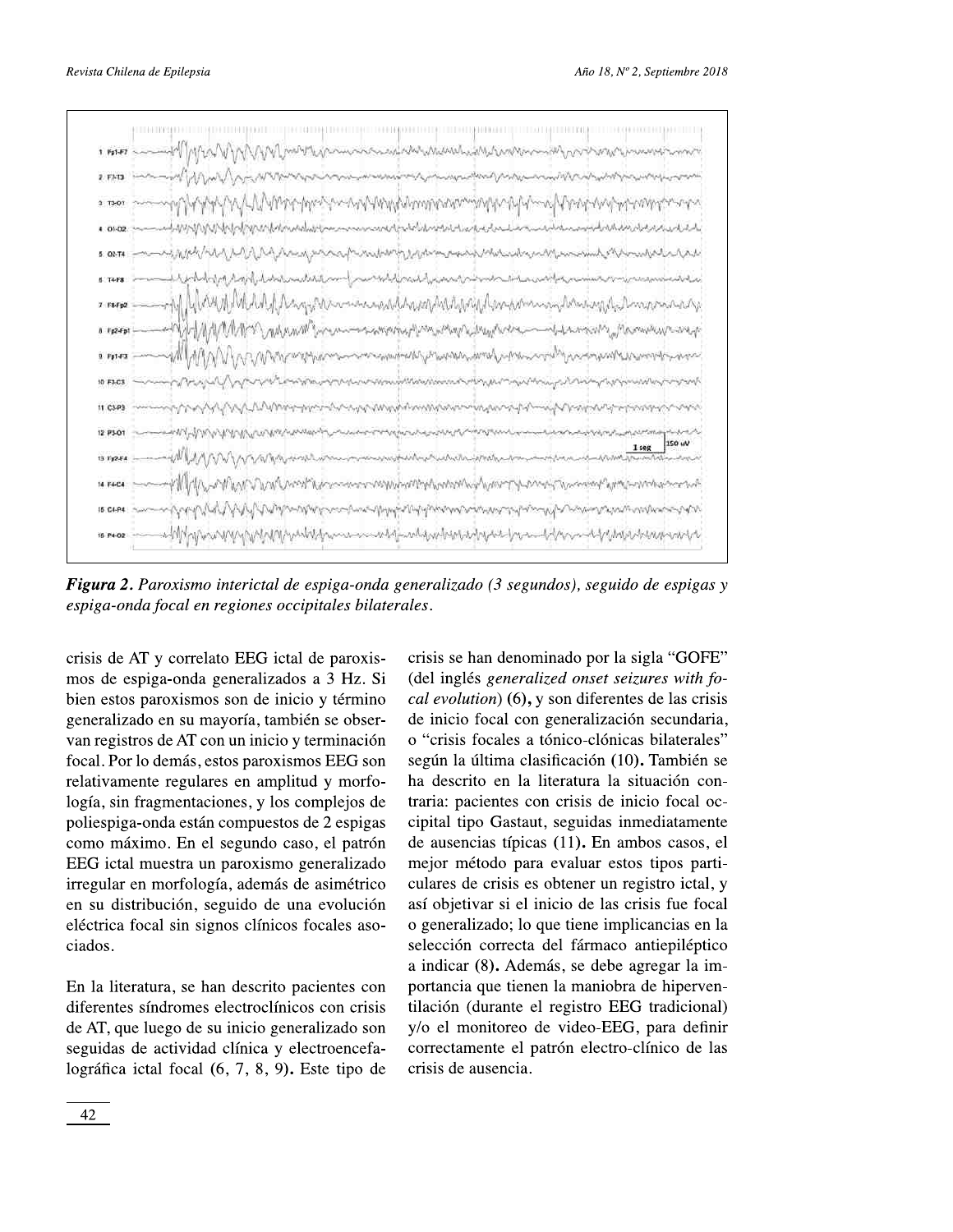*Figura 2. Paroxismo interictal de espiga-onda generalizado (3 segundos), seguido de espigas y espiga-onda focal en regiones occipitales bilaterales.*

crisis de AT y correlato EEG ictal de paroxismos de espiga-onda generalizados a 3 Hz. Si bien estos paroxismos son de inicio y término generalizado en su mayoría, también se observan registros de AT con un inicio y terminación focal. Por lo demás, estos paroxismos EEG son relativamente regulares en amplitud y morfología, sin fragmentaciones, y los complejos de poliespiga-onda están compuestos de 2 espigas como máximo. En el segundo caso, el patrón EEG ictal muestra un paroxismo generalizado irregular en morfología, además de asimétrico en su distribución, seguido de una evolución eléctrica focal sin signos clínicos focales asociados.

En la literatura, se han descrito pacientes con diferentes síndromes electroclínicos con crisis de AT, que luego de su inicio generalizado son seguidas de actividad clínica y electroencefalográfica ictal focal (6, 7, 8, 9). Este tipo de crisis se han denominado por la sigla "GOFE" (del inglés *generalized onset seizures with focal evolution*) (6), y son diferentes de las crisis de inicio focal con generalización secundaria, o "crisis focales a tónico-clónicas bilaterales" según la última clasificación (10). También se ha descrito en la literatura la situación contraria: pacientes con crisis de inicio focal occipital tipo Gastaut, seguidas inmediatamente de ausencias típicas (11). En ambos casos, el mejor método para evaluar estos tipos particulares de crisis es obtener un registro ictal, y así objetivar si el inicio de las crisis fue focal o generalizado; lo que tiene implicancias en la selección correcta del fármaco antiepiléptico a indicar (8). Además, se debe agregar la importancia que tienen la maniobra de hiperventilación (durante el registro EEG tradicional) y/o el monitoreo de video-EEG, para definir correctamente el patrón electro-clínico de las crisis de ausencia.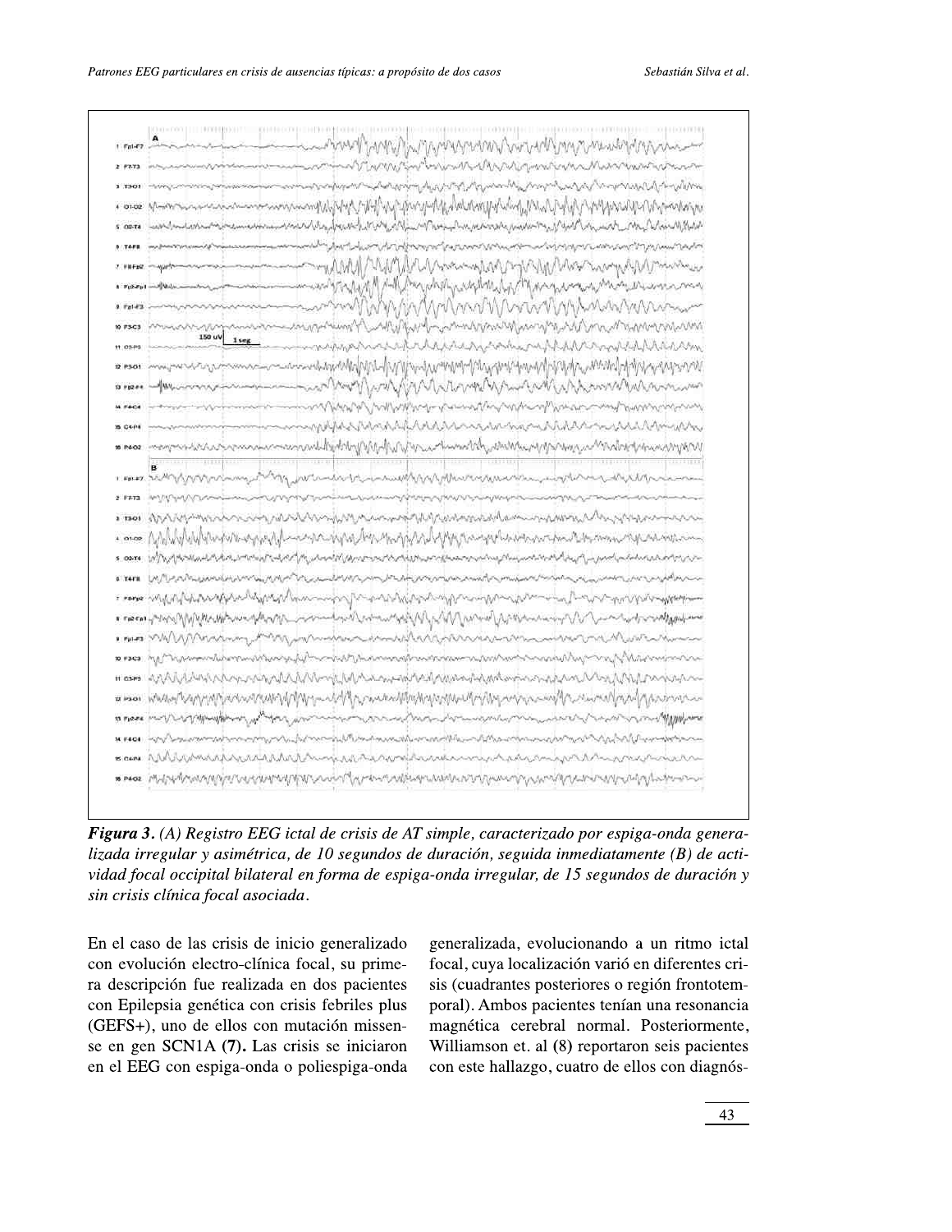**Figura 3.** *(A) Registro EEG ictal de crisis de AT simple, caracterizado por espiga-onda generalizada irregular y asimétrica, de 10 segundos de duración, seguida inmediatamente (B) de actividad focal occipital bilateral en forma de espiga-onda irregular, de 15 segundos de duración y sin crisis clínica focal asociada.*

En el caso de las crisis de inicio generalizado con evolución electro-clínica focal, su primera descripción fue realizada en dos pacientes con Epilepsia genética con crisis febriles plus (GEFS+), uno de ellos con mutación missense en gen SCN1A **(7).** Las crisis se iniciaron en el EEG con espiga-onda o poliespiga-onda generalizada, evolucionando a un ritmo ictal focal, cuya localización varió en diferentes crisis (cuadrantes posteriores o región frontotemporal). Ambos pacientes tenían una resonancia magnética cerebral normal. Posteriormente, Williamson et. al **(8)** reportaron seis pacientes con este hallazgo, cuatro de ellos con diagnós-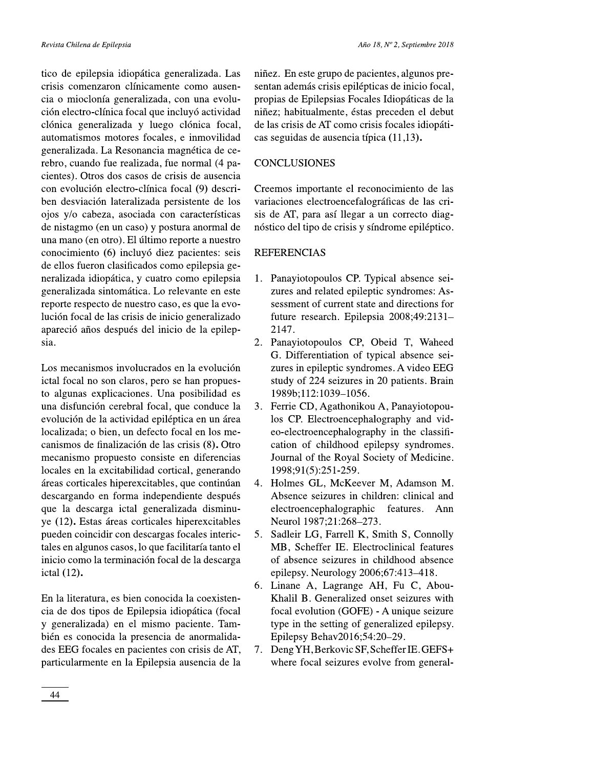tico de epilepsia idiopática generalizada. Las crisis comenzaron clínicamente como ausencia o mioclonía generalizada, con una evolución electro-clínica focal que incluyó actividad clónica generalizada y luego clónica focal, automatismos motores focales, e inmovilidad generalizada. La Resonancia magnética de cerebro, cuando fue realizada, fue normal (4 pacientes). Otros dos casos de crisis de ausencia con evolución electro-clínica focal (9) describen desviación lateralizada persistente de los ojos y/o cabeza, asociada con características de nistagmo (en un caso) y postura anormal de una mano (en otro). El último reporte a nuestro conocimiento (6) incluyó diez pacientes: seis de ellos fueron clasificados como epilepsia generalizada idiopática, y cuatro como epilepsia generalizada sintomática. Lo relevante en este reporte respecto de nuestro caso, es que la evolución focal de las crisis de inicio generalizado apareció años después del inicio de la epilepsia.

Los mecanismos involucrados en la evolución ictal focal no son claros, pero se han propuesto algunas explicaciones. Una posibilidad es una disfunción cerebral focal, que conduce la evolución de la actividad epiléptica en un área localizada; o bien, un defecto focal en los mecanismos de finalización de las crisis (8)**.** Otro mecanismo propuesto consiste en diferencias locales en la excitabilidad cortical, generando áreas corticales hiperexcitables, que continúan descargando en forma independiente después que la descarga ictal generalizada disminuye (12)**.** Estas áreas corticales hiperexcitables pueden coincidir con descargas focales interictales en algunos casos, lo que facilitaría tanto el inicio como la terminación focal de la descarga ictal (12)**.**

En la literatura, es bien conocida la coexistencia de dos tipos de Epilepsia idiopática (focal y generalizada) en el mismo paciente. También es conocida la presencia de anormalidades EEG focales en pacientes con crisis de AT, particularmente en la Epilepsia ausencia de la niñez. En este grupo de pacientes, algunos presentan además crisis epilépticas de inicio focal, propias de Epilepsias Focales Idiopáticas de la niñez; habitualmente, éstas preceden el debut de las crisis de AT como crisis focales idiopáticas seguidas de ausencia típica (11,13)**.**

## CONCLUSIONES

Creemos importante el reconocimiento de las variaciones electroencefalográficas de las crisis de AT, para así llegar a un correcto diagnóstico del tipo de crisis y síndrome epiléptico.

## REFERENCIAS

1. Panayiotopoulos CP. Typical absence seizures and related epileptic syndromes: Assessment of current state and directions for future research. Epilepsia 2008;49:2131–2147.
2. Panayiotopoulos CP, Obeid T, Waheed G. Differentiation of typical absence seizures in epileptic syndromes. A video EEG study of 224 seizures in 20 patients. Brain 1989b;112:1039–1056.
3. Ferrie CD, Agathonikou A, Panayiotopoulos CP. Electroencephalography and video-electroencephalography in the classification of childhood epilepsy syndromes. Journal of the Royal Society of Medicine. 1998;91(5):251-259.
4. Holmes GL, McKeever M, Adamson M. Absence seizures in children: clinical and electroencephalographic features. Ann Neurol 1987;21:268–273.
5. Sadleir LG, Farrell K, Smith S, Connolly MB, Scheffer IE. Electroclinical features of absence seizures in childhood absence epilepsy. Neurology 2006;67:413–418.
6. Linane A, Lagrange AH, Fu C, Abou-Khalil B. Generalized onset seizures with focal evolution (GOFE) - A unique seizure type in the setting of generalized epilepsy. Epilepsy Behav2016;54:20–29.
7. Deng YH, Berkovic SF, Scheffer IE. GEFS+ where focal seizures evolve from general-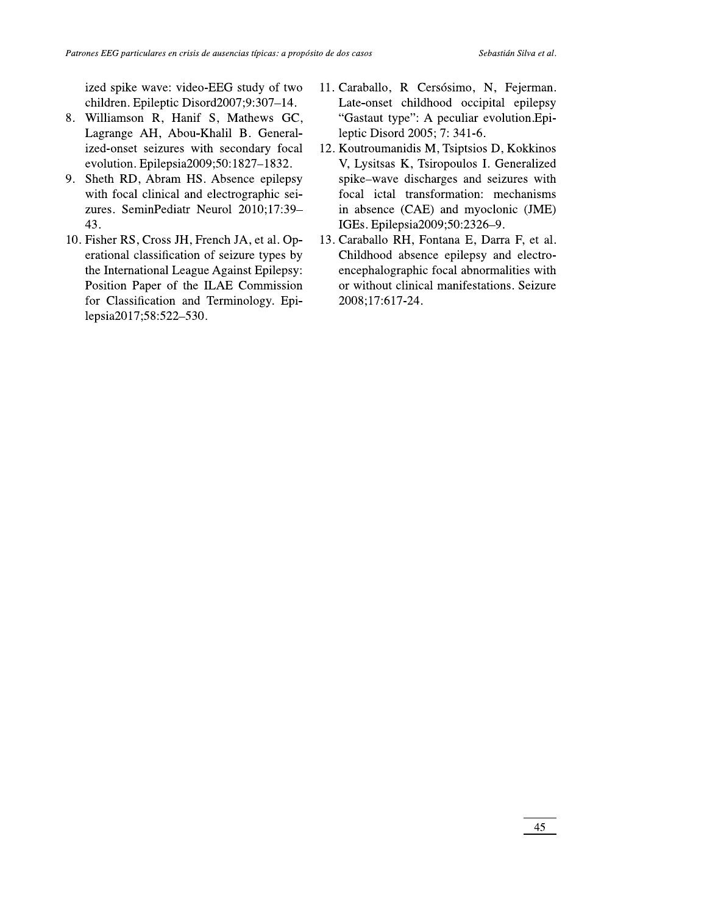ized spike wave: video-EEG study of two children. Epileptic Disord2007;9:307–14.

8. Williamson R, Hanif S, Mathews GC, Lagrange AH, Abou-Khalil B. Generalized-onset seizures with secondary focal evolution. Epilepsia2009;50:1827–1832.
9. Sheth RD, Abram HS. Absence epilepsy with focal clinical and electrographic seizures. SeminPediatr Neurol 2010;17:39–43.
10. Fisher RS, Cross JH, French JA, et al. Operational classification of seizure types by the International League Against Epilepsy: Position Paper of the ILAE Commission for Classification and Terminology. Epilepsia2017;58:522–530.
11. Caraballo, R Cersósimo, N, Fejerman. Late-onset childhood occipital epilepsy "Gastaut type": A peculiar evolution.Epileptic Disord 2005; 7: 341-6.
12. Koutroumanidis M, Tsiptsios D, Kokkinos V, Lysitsas K, Tsiropoulos I. Generalized spike–wave discharges and seizures with focal ictal transformation: mechanisms in absence (CAE) and myoclonic (JME) IGEs. Epilepsia2009;50:2326–9.
13. Caraballo RH, Fontana E, Darra F, et al. Childhood absence epilepsy and electroencephalographic focal abnormalities with or without clinical manifestations. Seizure 2008;17:617-24.